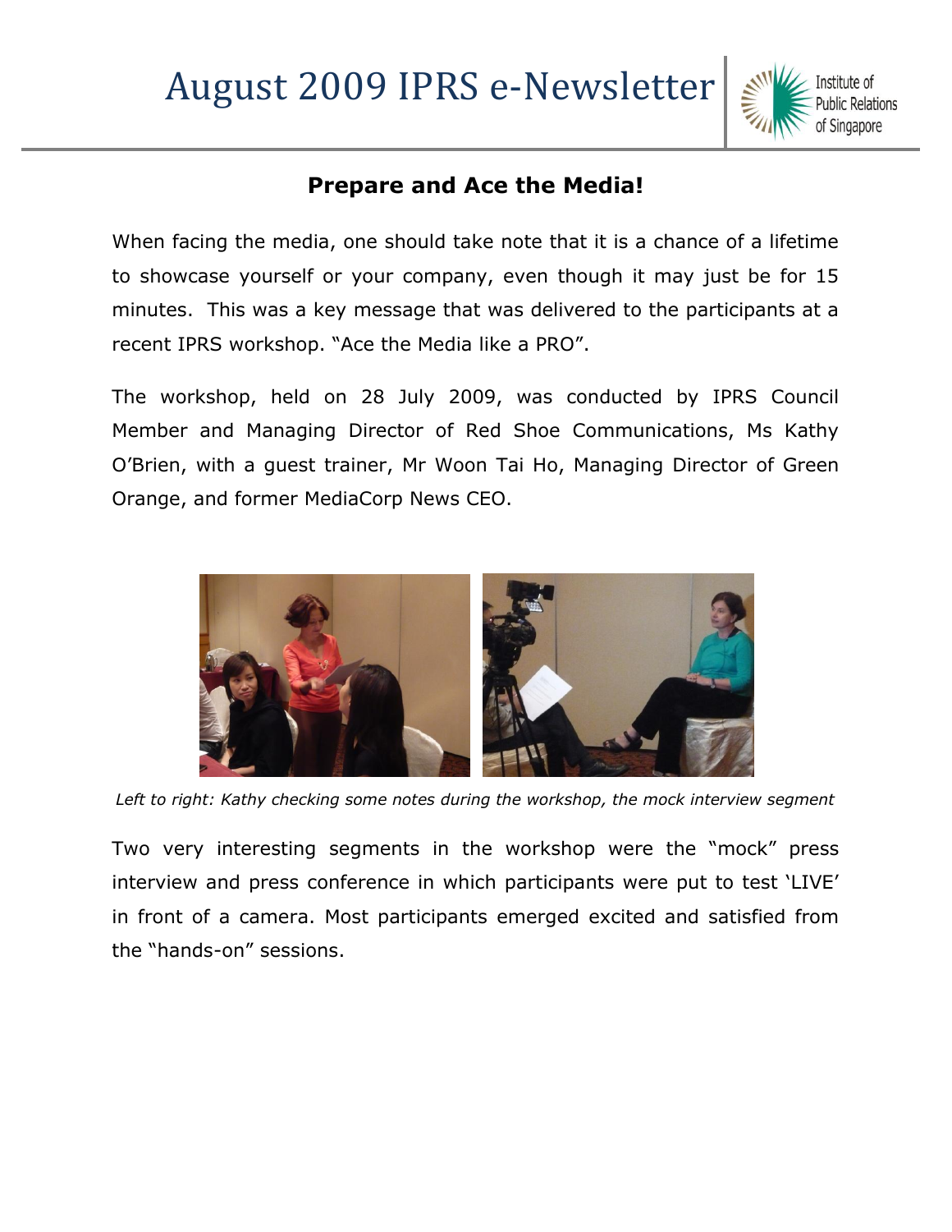# August 2009 IPRS e-Newsletter

## Prepare and Ace the Media!

When facing the media, one should take note that it is a chance of a lifetime to showcase yourself or your company, even though it may just be for 15 minutes. This was a key message that was delivered to the participants at a recent IPRS workshop. "Ace the Media like a PRO".

The workshop, held on 28 July 2009, was conducted by IPRS Council Member and Managing Director of Red Shoe Communications, Ms Kathy O'Brien, with a guest trainer, Mr Woon Tai Ho, Managing Director of Green Orange, and former MediaCorp News CEO.

*Left to right: Kathy checking some notes during the workshop, the mock interview segment*

Two very interesting segments in the workshop were the "mock" press interview and press conference in which participants were put to test 'LIVE' in front of a camera. Most participants emerged excited and satisfied from the "hands-on" sessions.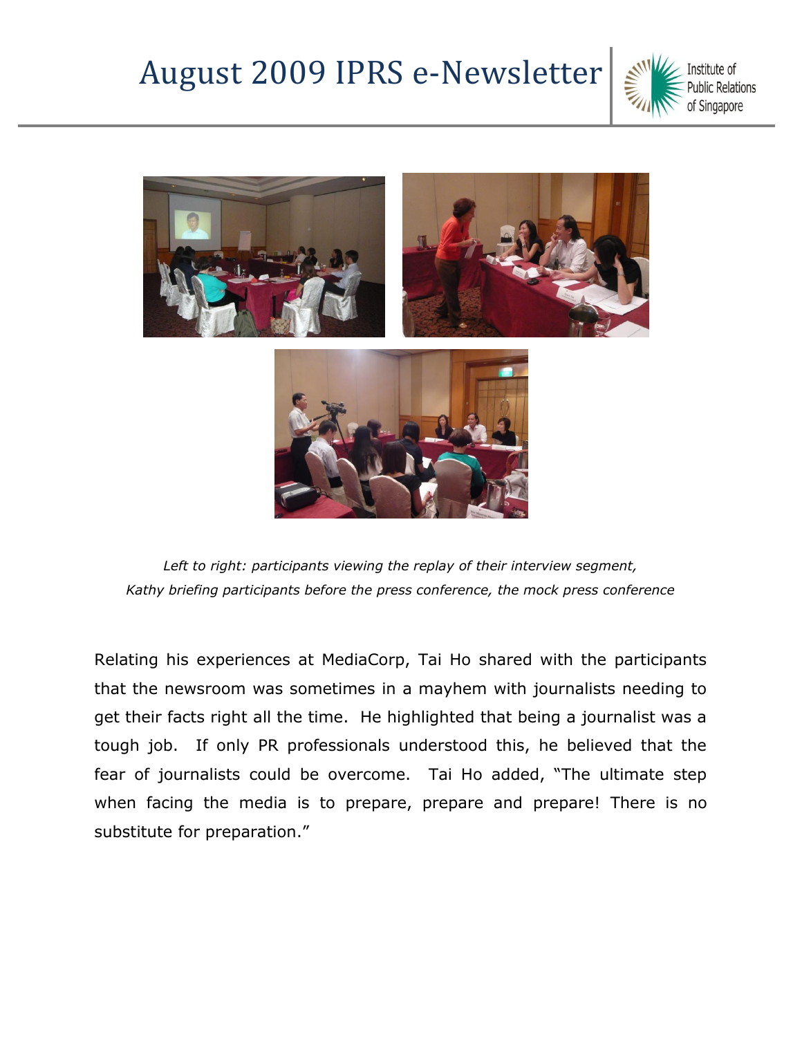*Left to right: participants viewing the replay of their interview segment, Kathy briefing participants before the press conference, the mock press conference*

Relating his experiences at MediaCorp, Tai Ho shared with the participants that the newsroom was sometimes in a mayhem with journalists needing to get their facts right all the time. He highlighted that being a journalist was a tough job. If only PR professionals understood this, he believed that the fear of journalists could be overcome. Tai Ho added, "The ultimate step when facing the media is to prepare, prepare and prepare! There is no substitute for preparation."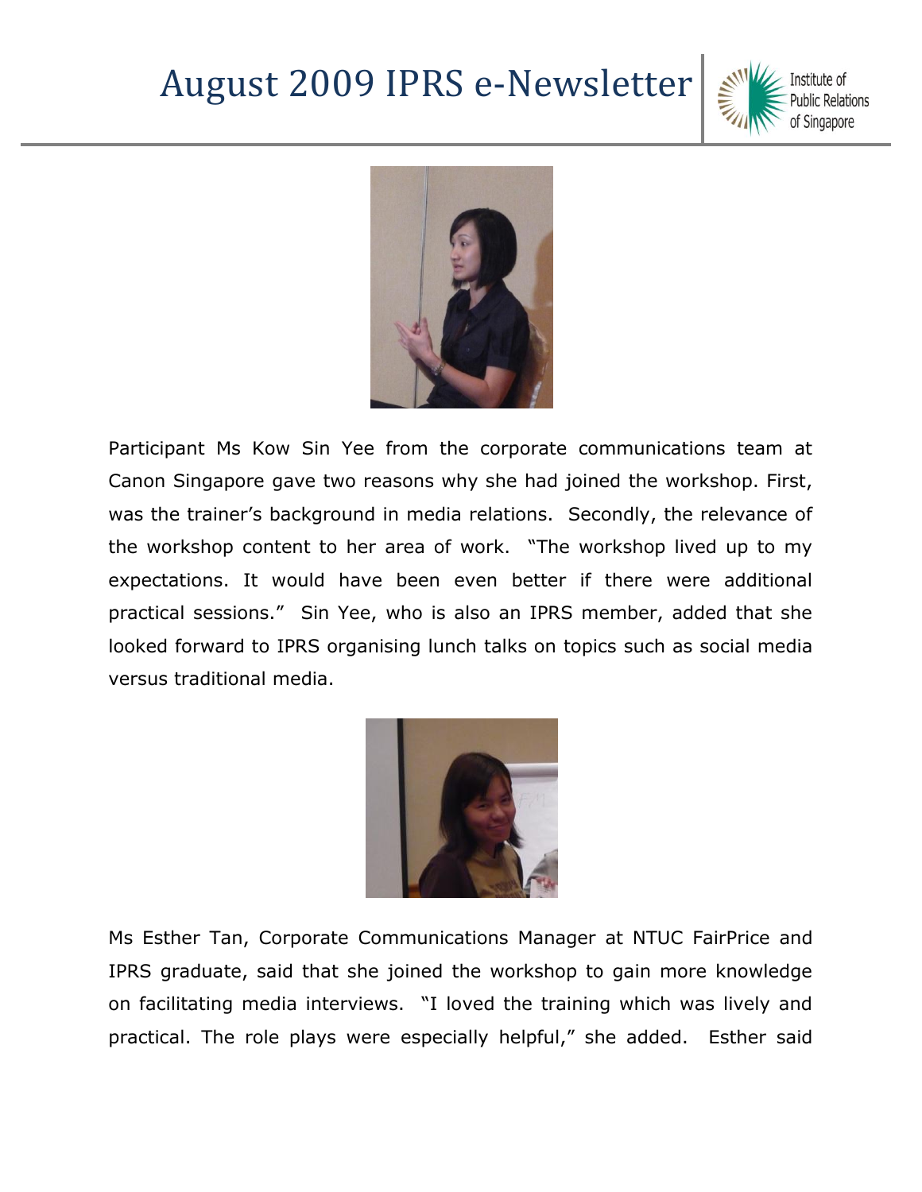Participant Ms Kow Sin Yee from the corporate communications team at Canon Singapore gave two reasons why she had joined the workshop. First, was the trainer's background in media relations. Secondly, the relevance of the workshop content to her area of work. "The workshop lived up to my expectations. It would have been even better if there were additional practical sessions." Sin Yee, who is also an IPRS member, added that she looked forward to IPRS organising lunch talks on topics such as social media versus traditional media.

Ms Esther Tan, Corporate Communications Manager at NTUC FairPrice and IPRS graduate, said that she joined the workshop to gain more knowledge on facilitating media interviews. "I loved the training which was lively and practical. The role plays were especially helpful," she added. Esther said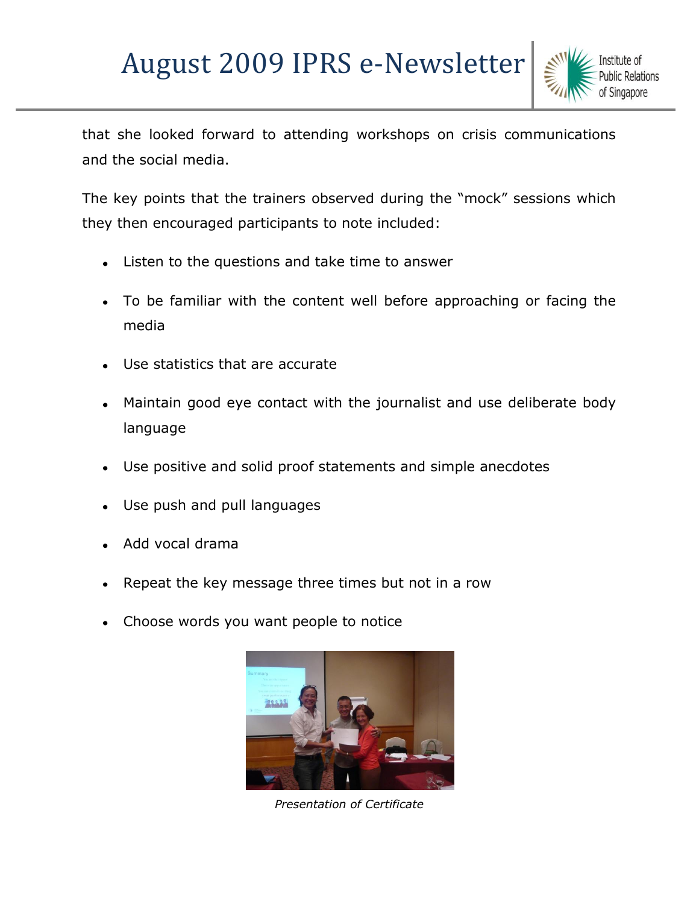that she looked forward to attending workshops on crisis communications and the social media.

The key points that the trainers observed during the "mock" sessions which they then encouraged participants to note included:

- Listen to the questions and take time to answer
- To be familiar with the content well before approaching or facing the media
- Use statistics that are accurate
- Maintain good eye contact with the journalist and use deliberate body language
- Use positive and solid proof statements and simple anecdotes
- Use push and pull languages
- Add vocal drama
- Repeat the key message three times but not in a row
- Choose words you want people to notice

*Presentation of Certificate*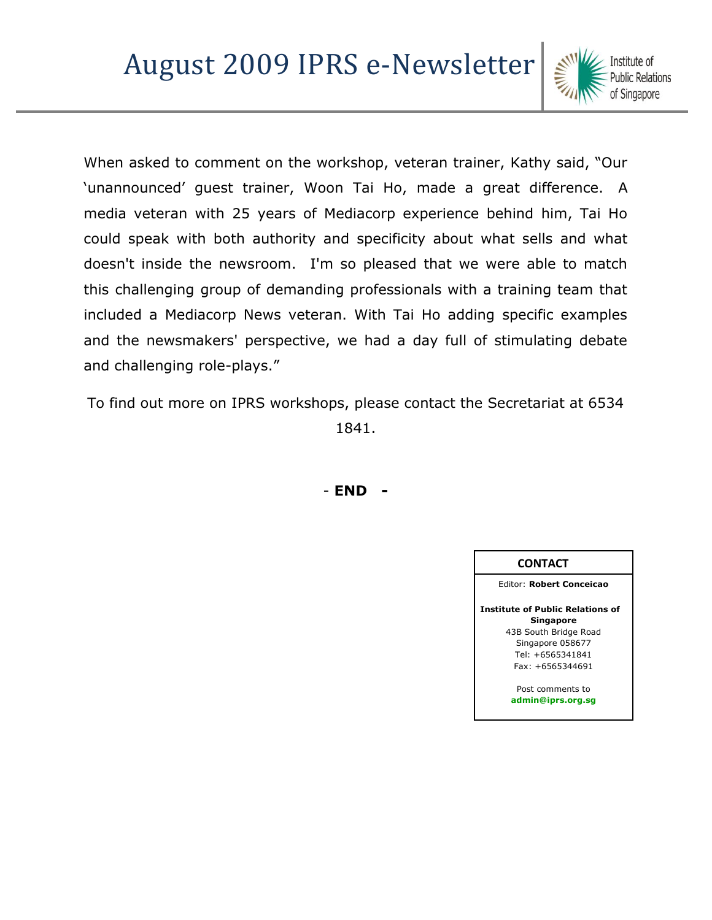When asked to comment on the workshop, veteran trainer, Kathy said, "Our 'unannounced' guest trainer, Woon Tai Ho, made a great difference. A media veteran with 25 years of Mediacorp experience behind him, Tai Ho could speak with both authority and specificity about what sells and what doesn't inside the newsroom. I'm so pleased that we were able to match this challenging group of demanding professionals with a training team that included a Mediacorp News veteran. With Tai Ho adding specific examples and the newsmakers' perspective, we had a day full of stimulating debate and challenging role-plays."

To find out more on IPRS workshops, please contact the Secretariat at 6534 1841.

- **END** -

**CONTACT**

Editor: **Robert Conceicao**

**Institute of Public Relations of Singapore**
43B South Bridge Road
Singapore 058677
Tel: +6565341841
Fax: +6565344691

Post comments to
**admin@iprs.org.sg**